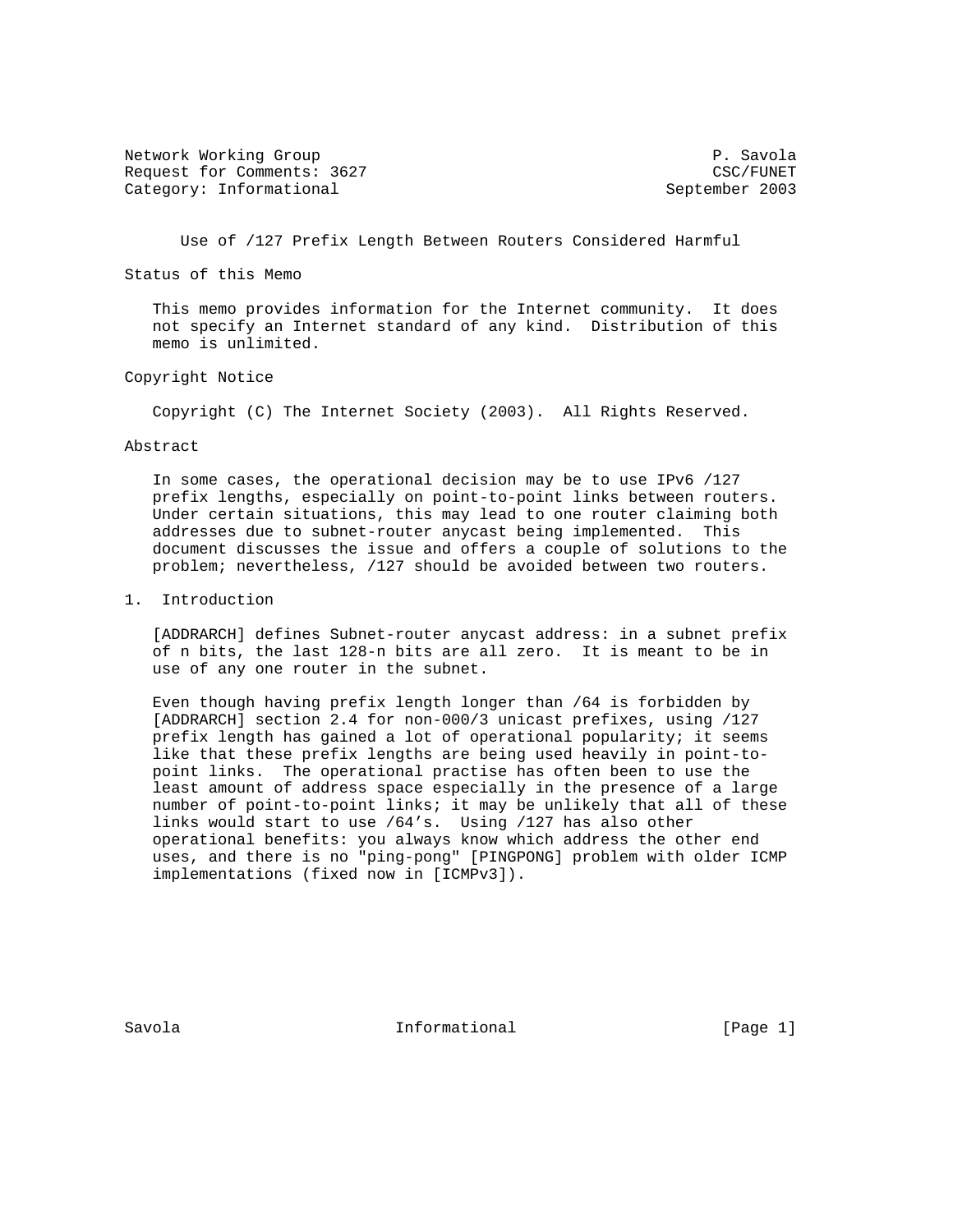Network Working Group P. Savola
Request for Comments: 3627 CSC/FUNET
Category: Informational September 2003

# Use of /127 Prefix Length Between Routers Considered Harmful

## Status of this Memo

This memo provides information for the Internet community. It does not specify an Internet standard of any kind. Distribution of this memo is unlimited.

## Copyright Notice

Copyright (C) The Internet Society (2003). All Rights Reserved.

## Abstract

In some cases, the operational decision may be to use IPv6 /127 prefix lengths, especially on point-to-point links between routers. Under certain situations, this may lead to one router claiming both addresses due to subnet-router anycast being implemented. This document discusses the issue and offers a couple of solutions to the problem; nevertheless, /127 should be avoided between two routers.

## 1. Introduction

[ADDRARCH] defines Subnet-router anycast address: in a subnet prefix of n bits, the last 128-n bits are all zero. It is meant to be in use of any one router in the subnet.

Even though having prefix length longer than /64 is forbidden by [ADDRARCH] section 2.4 for non-000/3 unicast prefixes, using /127 prefix length has gained a lot of operational popularity; it seems like that these prefix lengths are being used heavily in point-to-point links. The operational practise has often been to use the least amount of address space especially in the presence of a large number of point-to-point links; it may be unlikely that all of these links would start to use /64's. Using /127 has also other operational benefits: you always know which address the other end uses, and there is no "ping-pong" [PINGPONG] problem with older ICMP implementations (fixed now in [ICMPv3]).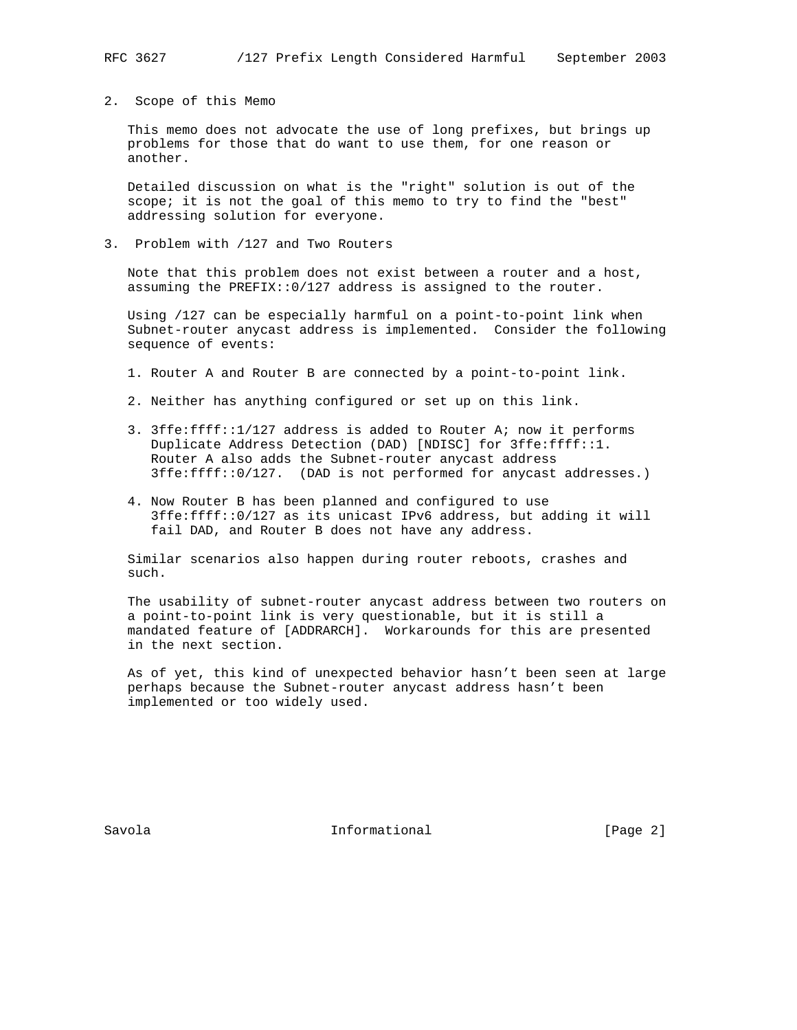## 2. Scope of this Memo

This memo does not advocate the use of long prefixes, but brings up problems for those that do want to use them, for one reason or another.

Detailed discussion on what is the "right" solution is out of the scope; it is not the goal of this memo to try to find the "best" addressing solution for everyone.

## 3. Problem with /127 and Two Routers

Note that this problem does not exist between a router and a host, assuming the PREFIX::0/127 address is assigned to the router.

Using /127 can be especially harmful on a point-to-point link when Subnet-router anycast address is implemented. Consider the following sequence of events:

1. Router A and Router B are connected by a point-to-point link.
2. Neither has anything configured or set up on this link.
3. 3ffe:ffff::1/127 address is added to Router A; now it performs Duplicate Address Detection (DAD) [NDISC] for 3ffe:ffff::1. Router A also adds the Subnet-router anycast address 3ffe:ffff::0/127. (DAD is not performed for anycast addresses.)
4. Now Router B has been planned and configured to use 3ffe:ffff::0/127 as its unicast IPv6 address, but adding it will fail DAD, and Router B does not have any address.

Similar scenarios also happen during router reboots, crashes and such.

The usability of subnet-router anycast address between two routers on a point-to-point link is very questionable, but it is still a mandated feature of [ADDRARCH]. Workarounds for this are presented in the next section.

As of yet, this kind of unexpected behavior hasn't been seen at large perhaps because the Subnet-router anycast address hasn't been implemented or too widely used.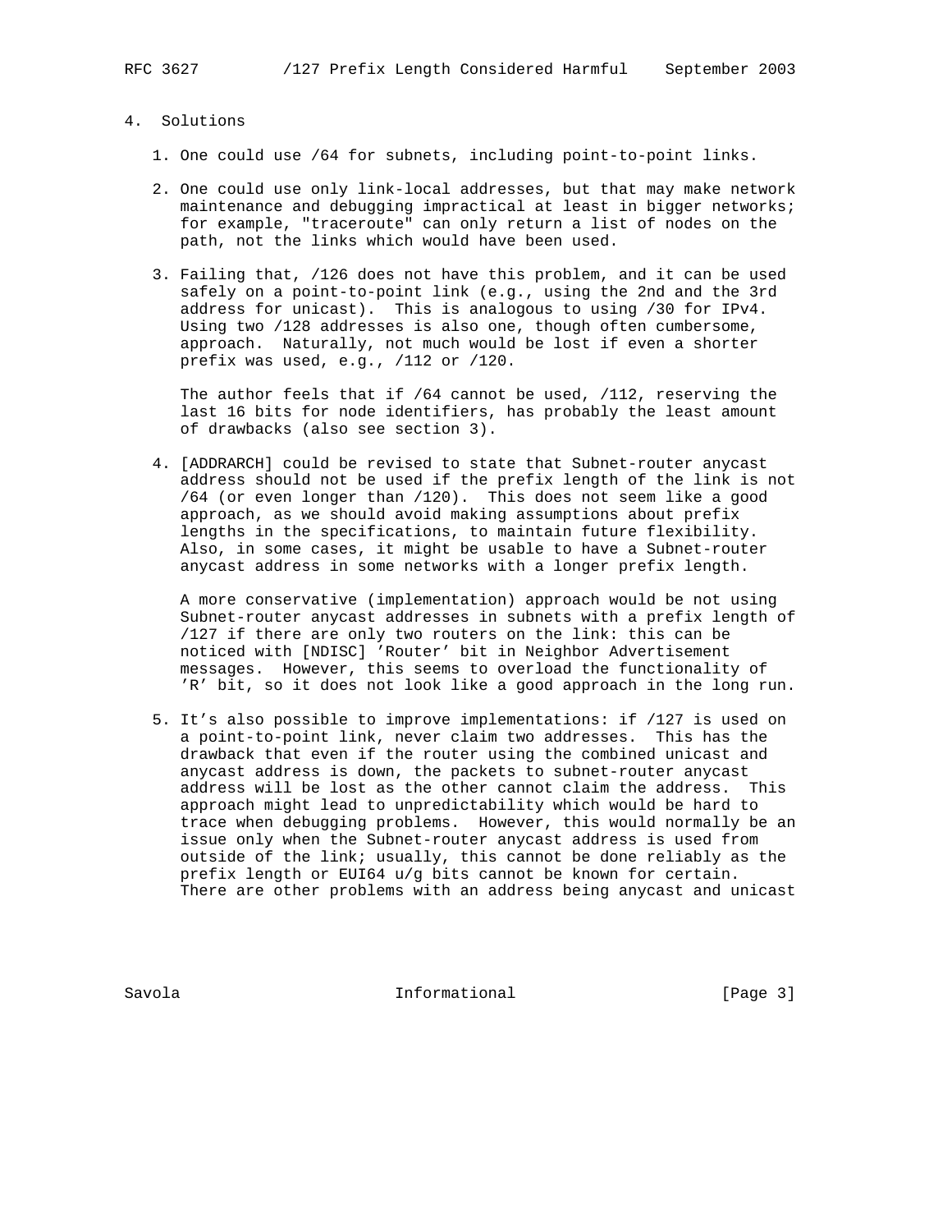## 4. Solutions

1. One could use /64 for subnets, including point-to-point links.

2. One could use only link-local addresses, but that may make network maintenance and debugging impractical at least in bigger networks; for example, "traceroute" can only return a list of nodes on the path, not the links which would have been used.

3. Failing that, /126 does not have this problem, and it can be used safely on a point-to-point link (e.g., using the 2nd and the 3rd address for unicast). This is analogous to using /30 for IPv4. Using two /128 addresses is also one, though often cumbersome, approach. Naturally, not much would be lost if even a shorter prefix was used, e.g., /112 or /120.

   The author feels that if /64 cannot be used, /112, reserving the last 16 bits for node identifiers, has probably the least amount of drawbacks (also see section 3).

4. [ADDRARCH] could be revised to state that Subnet-router anycast address should not be used if the prefix length of the link is not /64 (or even longer than /120). This does not seem like a good approach, as we should avoid making assumptions about prefix lengths in the specifications, to maintain future flexibility. Also, in some cases, it might be usable to have a Subnet-router anycast address in some networks with a longer prefix length.

   A more conservative (implementation) approach would be not using Subnet-router anycast addresses in subnets with a prefix length of /127 if there are only two routers on the link: this can be noticed with [NDISC] 'Router' bit in Neighbor Advertisement messages. However, this seems to overload the functionality of 'R' bit, so it does not look like a good approach in the long run.

5. It's also possible to improve implementations: if /127 is used on a point-to-point link, never claim two addresses. This has the drawback that even if the router using the combined unicast and anycast address is down, the packets to subnet-router anycast address will be lost as the other cannot claim the address. This approach might lead to unpredictability which would be hard to trace when debugging problems. However, this would normally be an issue only when the Subnet-router anycast address is used from outside of the link; usually, this cannot be done reliably as the prefix length or EUI64 u/g bits cannot be known for certain. There are other problems with an address being anycast and unicast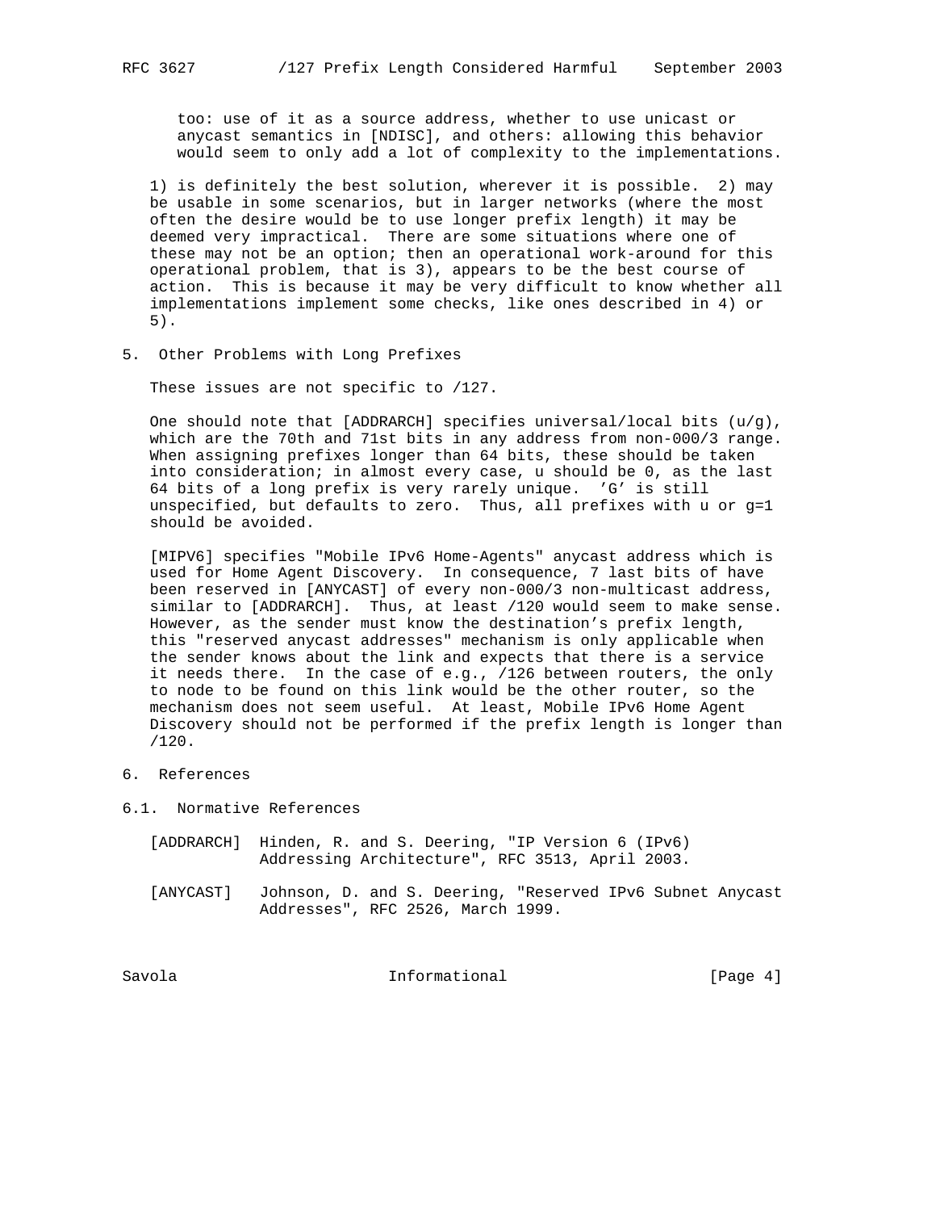too: use of it as a source address, whether to use unicast or anycast semantics in [NDISC], and others: allowing this behavior would seem to only add a lot of complexity to the implementations.

1) is definitely the best solution, wherever it is possible. 2) may be usable in some scenarios, but in larger networks (where the most often the desire would be to use longer prefix length) it may be deemed very impractical. There are some situations where one of these may not be an option; then an operational work-around for this operational problem, that is 3), appears to be the best course of action. This is because it may be very difficult to know whether all implementations implement some checks, like ones described in 4) or 5).

## 5. Other Problems with Long Prefixes

These issues are not specific to /127.

One should note that [ADDRARCH] specifies universal/local bits (u/g), which are the 70th and 71st bits in any address from non-000/3 range. When assigning prefixes longer than 64 bits, these should be taken into consideration; in almost every case, u should be 0, as the last 64 bits of a long prefix is very rarely unique. 'G' is still unspecified, but defaults to zero. Thus, all prefixes with u or g=1 should be avoided.

[MIPV6] specifies "Mobile IPv6 Home-Agents" anycast address which is used for Home Agent Discovery. In consequence, 7 last bits of have been reserved in [ANYCAST] of every non-000/3 non-multicast address, similar to [ADDRARCH]. Thus, at least /120 would seem to make sense. However, as the sender must know the destination's prefix length, this "reserved anycast addresses" mechanism is only applicable when the sender knows about the link and expects that there is a service it needs there. In the case of e.g., /126 between routers, the only to node to be found on this link would be the other router, so the mechanism does not seem useful. At least, Mobile IPv6 Home Agent Discovery should not be performed if the prefix length is longer than /120.

## 6. References

### 6.1. Normative References

[ADDRARCH] Hinden, R. and S. Deering, "IP Version 6 (IPv6) Addressing Architecture", RFC 3513, April 2003.

[ANYCAST] Johnson, D. and S. Deering, "Reserved IPv6 Subnet Anycast Addresses", RFC 2526, March 1999.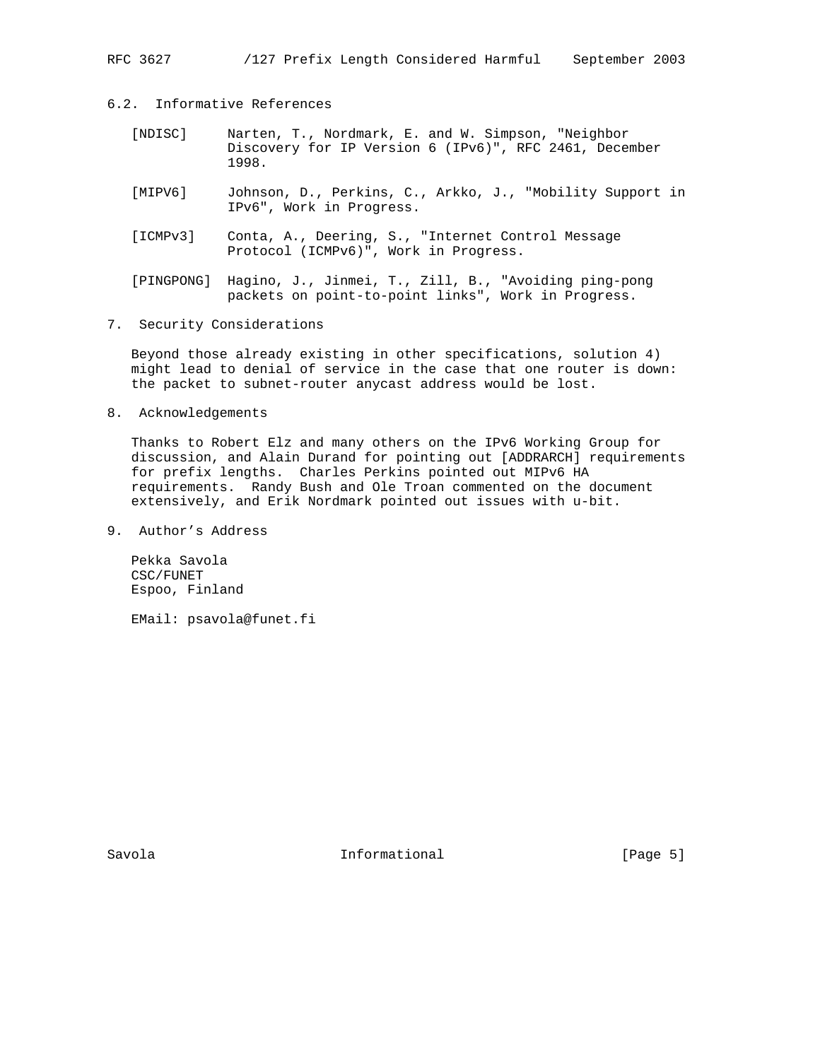### 6.2. Informative References

[NDISC] Narten, T., Nordmark, E. and W. Simpson, "Neighbor Discovery for IP Version 6 (IPv6)", RFC 2461, December 1998.

[MIPV6] Johnson, D., Perkins, C., Arkko, J., "Mobility Support in IPv6", Work in Progress.

[ICMPv3] Conta, A., Deering, S., "Internet Control Message Protocol (ICMPv6)", Work in Progress.

[PINGPONG] Hagino, J., Jinmei, T., Zill, B., "Avoiding ping-pong packets on point-to-point links", Work in Progress.

## 7. Security Considerations

Beyond those already existing in other specifications, solution 4) might lead to denial of service in the case that one router is down: the packet to subnet-router anycast address would be lost.

## 8. Acknowledgements

Thanks to Robert Elz and many others on the IPv6 Working Group for discussion, and Alain Durand for pointing out [ADDRARCH] requirements for prefix lengths. Charles Perkins pointed out MIPv6 HA requirements. Randy Bush and Ole Troan commented on the document extensively, and Erik Nordmark pointed out issues with u-bit.

## 9. Author's Address

Pekka Savola
CSC/FUNET
Espoo, Finland

EMail: psavola@funet.fi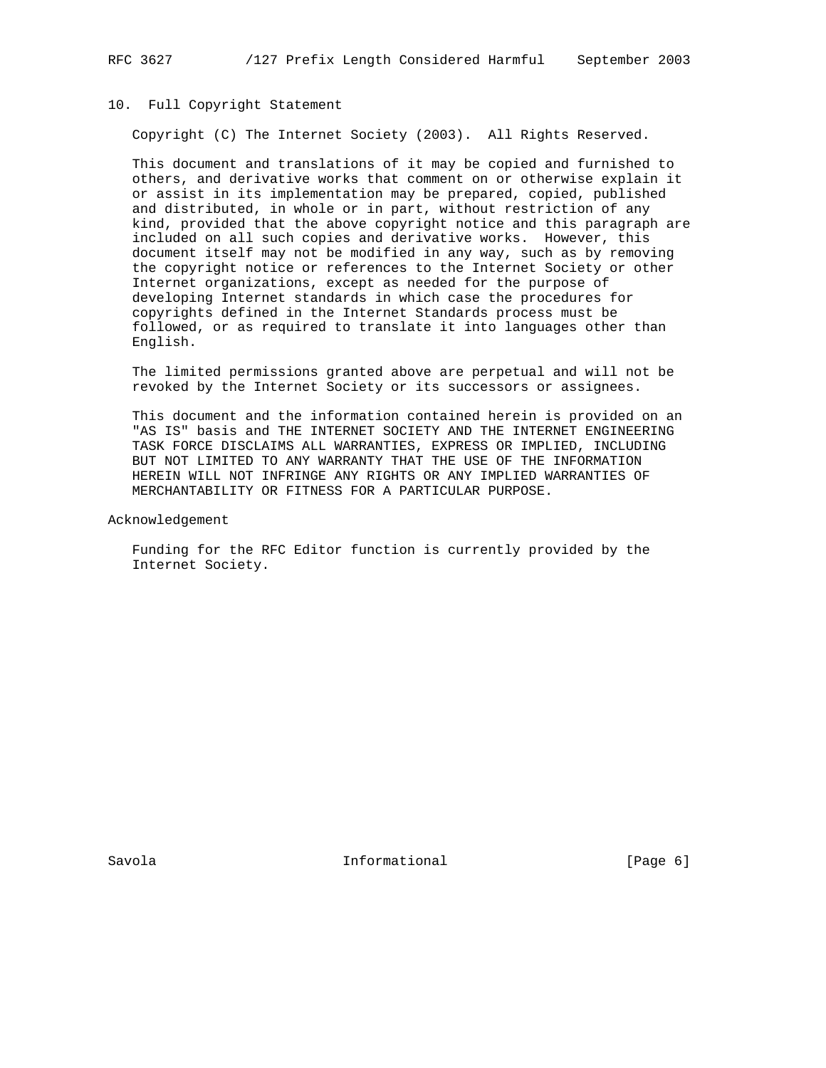## 10. Full Copyright Statement

Copyright (C) The Internet Society (2003). All Rights Reserved.

This document and translations of it may be copied and furnished to others, and derivative works that comment on or otherwise explain it or assist in its implementation may be prepared, copied, published and distributed, in whole or in part, without restriction of any kind, provided that the above copyright notice and this paragraph are included on all such copies and derivative works. However, this document itself may not be modified in any way, such as by removing the copyright notice or references to the Internet Society or other Internet organizations, except as needed for the purpose of developing Internet standards in which case the procedures for copyrights defined in the Internet Standards process must be followed, or as required to translate it into languages other than English.

The limited permissions granted above are perpetual and will not be revoked by the Internet Society or its successors or assignees.

This document and the information contained herein is provided on an "AS IS" basis and THE INTERNET SOCIETY AND THE INTERNET ENGINEERING TASK FORCE DISCLAIMS ALL WARRANTIES, EXPRESS OR IMPLIED, INCLUDING BUT NOT LIMITED TO ANY WARRANTY THAT THE USE OF THE INFORMATION HEREIN WILL NOT INFRINGE ANY RIGHTS OR ANY IMPLIED WARRANTIES OF MERCHANTABILITY OR FITNESS FOR A PARTICULAR PURPOSE.

## Acknowledgement

Funding for the RFC Editor function is currently provided by the Internet Society.